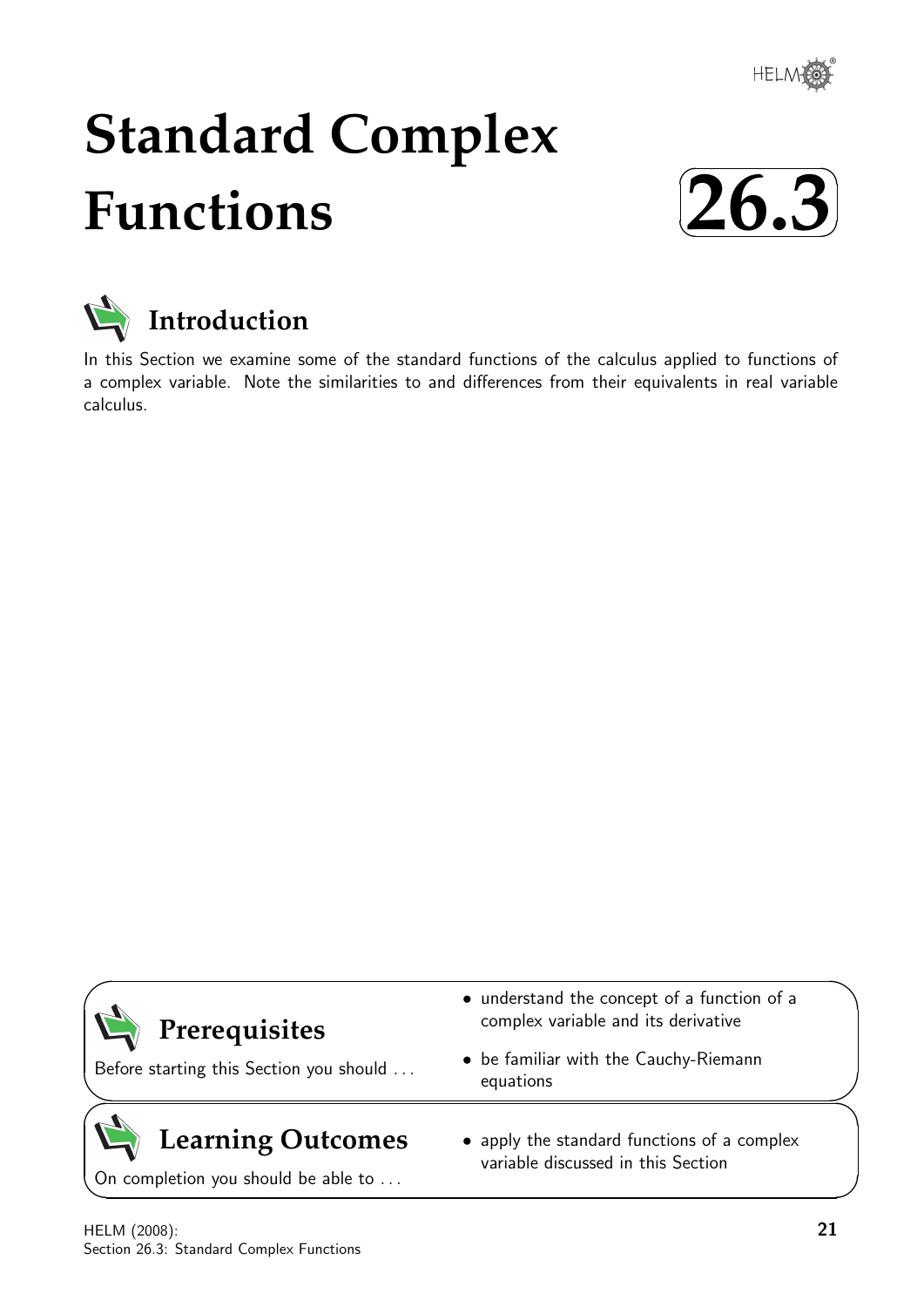# Standard Complex Functions

# 26.3

## Introduction

In this Section we examine some of the standard functions of the calculus applied to functions of a complex variable. Note the similarities to and differences from their equivalents in real variable calculus.

## Prerequisites

Before starting this Section you should ...

- understand the concept of a function of a complex variable and its derivative
- be familiar with the Cauchy-Riemann equations

## Learning Outcomes

On completion you should be able to ...

- apply the standard functions of a complex variable discussed in this Section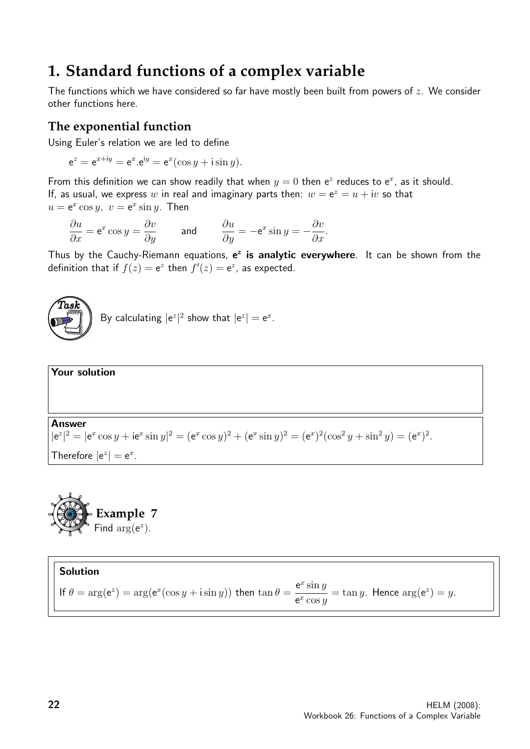# 1. Standard functions of a complex variable

The functions which we have considered so far have mostly been built from powers of $z$. We consider other functions here.

## The exponential function

Using Euler's relation we are led to define

$$\mathrm{e}^z = \mathrm{e}^{x+\mathrm{i}y} = \mathrm{e}^x.\mathrm{e}^{\mathrm{i}y} = \mathrm{e}^x(\cos y + \mathrm{i}\sin y).$$

From this definition we can show readily that when $y = 0$ then $\mathrm{e}^z$ reduces to $\mathrm{e}^x$, as it should.
If, as usual, we express $w$ in real and imaginary parts then: $w = \mathrm{e}^z = u + \mathrm{i}v$ so that $u = \mathrm{e}^x \cos y,\ v = \mathrm{e}^x \sin y$. Then

$$\frac{\partial u}{\partial x} = \mathrm{e}^x \cos y = \frac{\partial v}{\partial y} \qquad \text{and} \qquad \frac{\partial u}{\partial y} = -\mathrm{e}^x \sin y = -\frac{\partial v}{\partial x}.$$

Thus by the Cauchy-Riemann equations, **$\mathrm{e}^z$ is analytic everywhere**. It can be shown from the definition that if $f(z) = \mathrm{e}^z$ then $f'(z) = \mathrm{e}^z$, as expected.

**Task**

By calculating $|\mathrm{e}^z|^2$ show that $|\mathrm{e}^z| = \mathrm{e}^x$.

**Your solution**

**Answer**

$|\mathrm{e}^z|^2 = |\mathrm{e}^x \cos y + \mathrm{i}\mathrm{e}^x \sin y|^2 = (\mathrm{e}^x \cos y)^2 + (\mathrm{e}^x \sin y)^2 = (\mathrm{e}^x)^2(\cos^2 y + \sin^2 y) = (\mathrm{e}^x)^2.$

Therefore $|\mathrm{e}^z| = \mathrm{e}^x$.

**Example 7**

Find $\arg(\mathrm{e}^z)$.

**Solution**

If $\theta = \arg(\mathrm{e}^z) = \arg(\mathrm{e}^x(\cos y + \mathrm{i}\sin y))$ then $\tan\theta = \dfrac{\mathrm{e}^x \sin y}{\mathrm{e}^x \cos y} = \tan y$. Hence $\arg(\mathrm{e}^z) = y$.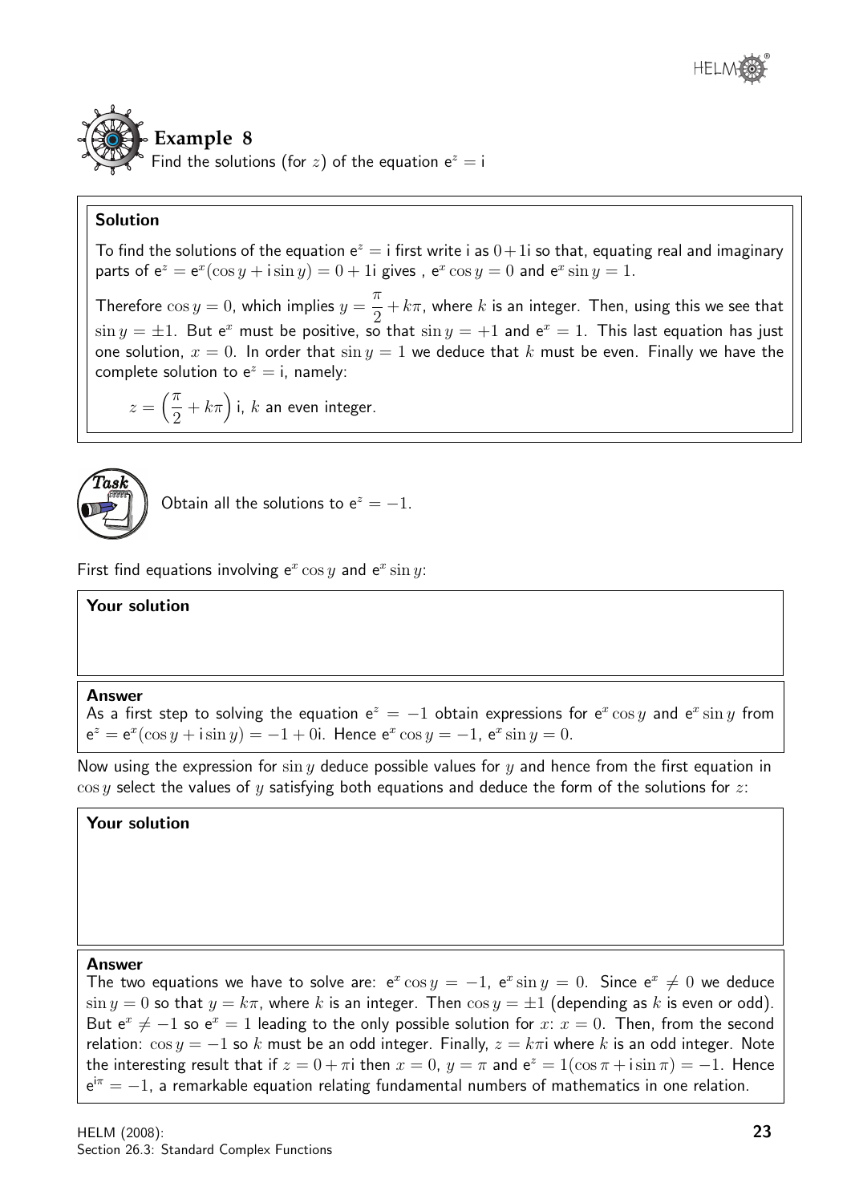## Example 8

Find the solutions (for $z$) of the equation $\mathrm{e}^z = \mathrm{i}$

**Solution**

To find the solutions of the equation $\mathrm{e}^z = \mathrm{i}$ first write i as $0 + 1\mathrm{i}$ so that, equating real and imaginary parts of $\mathrm{e}^z = \mathrm{e}^x(\cos y + \mathrm{i}\sin y) = 0 + 1\mathrm{i}$ gives , $\mathrm{e}^x \cos y = 0$ and $\mathrm{e}^x \sin y = 1$.

Therefore $\cos y = 0$, which implies $y = \dfrac{\pi}{2} + k\pi$, where $k$ is an integer. Then, using this we see that $\sin y = \pm 1$. But $\mathrm{e}^x$ must be positive, so that $\sin y = +1$ and $\mathrm{e}^x = 1$. This last equation has just one solution, $x = 0$. In order that $\sin y = 1$ we deduce that $k$ must be even. Finally we have the complete solution to $\mathrm{e}^z = \mathrm{i}$, namely:

$$z = \left(\frac{\pi}{2} + k\pi\right)\mathrm{i},\ k \text{ an even integer.}$$

**Task**

Obtain all the solutions to $\mathrm{e}^z = -1$.

First find equations involving $\mathrm{e}^x \cos y$ and $\mathrm{e}^x \sin y$:

**Your solution**

**Answer**

As a first step to solving the equation $\mathrm{e}^z = -1$ obtain expressions for $\mathrm{e}^x \cos y$ and $\mathrm{e}^x \sin y$ from $\mathrm{e}^z = \mathrm{e}^x(\cos y + \mathrm{i}\sin y) = -1 + 0\mathrm{i}$. Hence $\mathrm{e}^x \cos y = -1$, $\mathrm{e}^x \sin y = 0$.

Now using the expression for $\sin y$ deduce possible values for $y$ and hence from the first equation in $\cos y$ select the values of $y$ satisfying both equations and deduce the form of the solutions for $z$:

**Your solution**

**Answer**

The two equations we have to solve are: $\mathrm{e}^x \cos y = -1$, $\mathrm{e}^x \sin y = 0$. Since $\mathrm{e}^x \neq 0$ we deduce $\sin y = 0$ so that $y = k\pi$, where $k$ is an integer. Then $\cos y = \pm 1$ (depending as $k$ is even or odd). But $\mathrm{e}^x \neq -1$ so $\mathrm{e}^x = 1$ leading to the only possible solution for $x$: $x = 0$. Then, from the second relation: $\cos y = -1$ so $k$ must be an odd integer. Finally, $z = k\pi\mathrm{i}$ where $k$ is an odd integer. Note the interesting result that if $z = 0 + \pi\mathrm{i}$ then $x = 0$, $y = \pi$ and $\mathrm{e}^z = 1(\cos\pi + \mathrm{i}\sin\pi) = -1$. Hence $\mathrm{e}^{\mathrm{i}\pi} = -1$, a remarkable equation relating fundamental numbers of mathematics in one relation.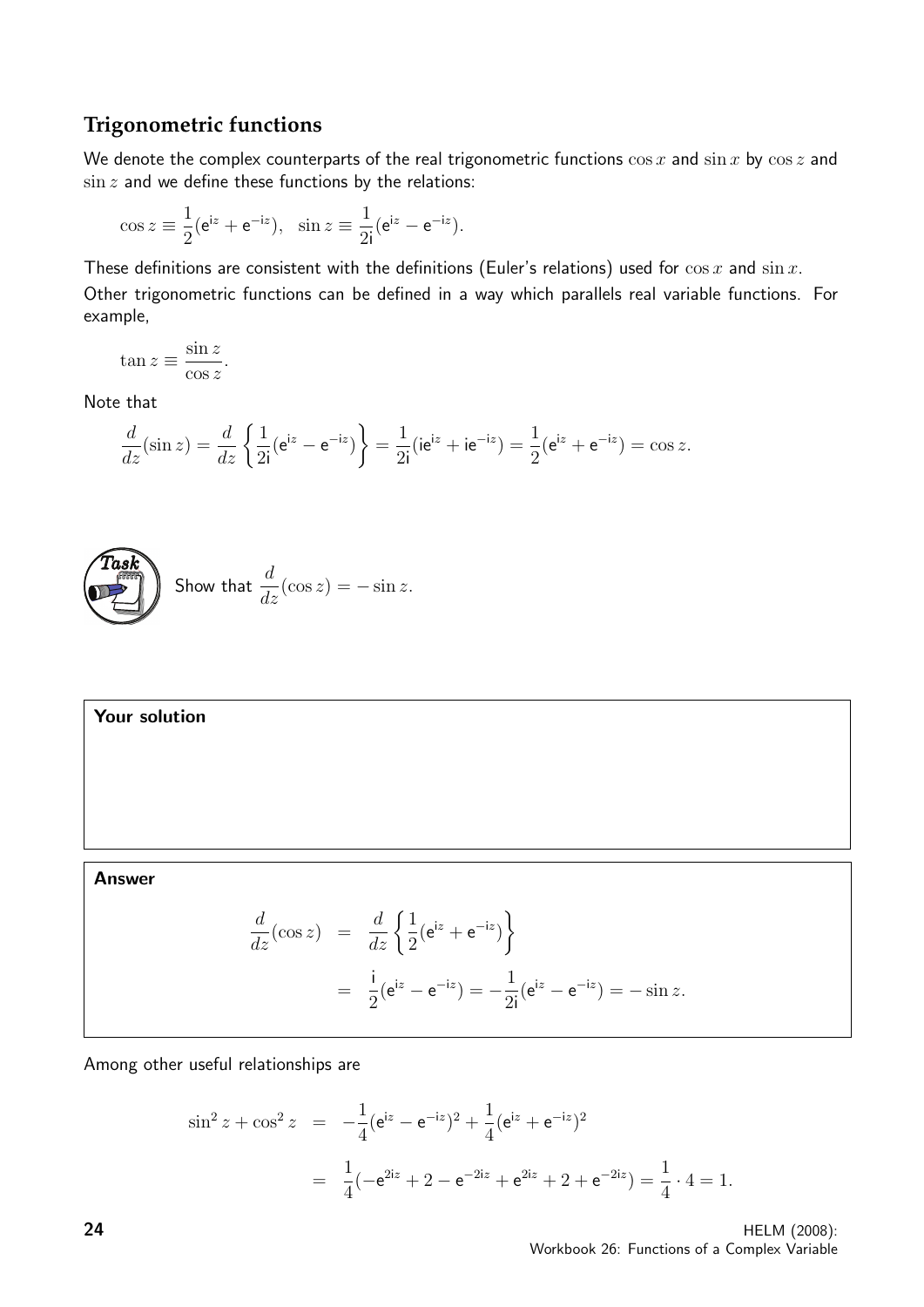## Trigonometric functions

We denote the complex counterparts of the real trigonometric functions $\cos x$ and $\sin x$ by $\cos z$ and $\sin z$ and we define these functions by the relations:

$$\cos z \equiv \frac{1}{2}(\mathrm{e}^{\mathrm{i}z} + \mathrm{e}^{-\mathrm{i}z}), \quad \sin z \equiv \frac{1}{2\mathrm{i}}(\mathrm{e}^{\mathrm{i}z} - \mathrm{e}^{-\mathrm{i}z}).$$

These definitions are consistent with the definitions (Euler's relations) used for $\cos x$ and $\sin x$.

Other trigonometric functions can be defined in a way which parallels real variable functions. For example,

$$\tan z \equiv \frac{\sin z}{\cos z}.$$

Note that

$$\frac{d}{dz}(\sin z) = \frac{d}{dz}\left\{\frac{1}{2\mathrm{i}}(\mathrm{e}^{\mathrm{i}z} - \mathrm{e}^{-\mathrm{i}z})\right\} = \frac{1}{2\mathrm{i}}(\mathrm{i}\mathrm{e}^{\mathrm{i}z} + \mathrm{i}\mathrm{e}^{-\mathrm{i}z}) = \frac{1}{2}(\mathrm{e}^{\mathrm{i}z} + \mathrm{e}^{-\mathrm{i}z}) = \cos z.$$

**Task**

Show that $\dfrac{d}{dz}(\cos z) = -\sin z$.

**Your solution**

**Answer**

$$\begin{aligned}
\frac{d}{dz}(\cos z) &= \frac{d}{dz}\left\{\frac{1}{2}(\mathrm{e}^{\mathrm{i}z} + \mathrm{e}^{-\mathrm{i}z})\right\} \\
&= \frac{\mathrm{i}}{2}(\mathrm{e}^{\mathrm{i}z} - \mathrm{e}^{-\mathrm{i}z}) = -\frac{1}{2\mathrm{i}}(\mathrm{e}^{\mathrm{i}z} - \mathrm{e}^{-\mathrm{i}z}) = -\sin z.
\end{aligned}$$

Among other useful relationships are

$$\begin{aligned}
\sin^2 z + \cos^2 z &= -\frac{1}{4}(\mathrm{e}^{\mathrm{i}z} - \mathrm{e}^{-\mathrm{i}z})^2 + \frac{1}{4}(\mathrm{e}^{\mathrm{i}z} + \mathrm{e}^{-\mathrm{i}z})^2 \\
&= \frac{1}{4}(-\mathrm{e}^{2\mathrm{i}z} + 2 - \mathrm{e}^{-2\mathrm{i}z} + \mathrm{e}^{2\mathrm{i}z} + 2 + \mathrm{e}^{-2\mathrm{i}z}) = \frac{1}{4}\cdot 4 = 1.
\end{aligned}$$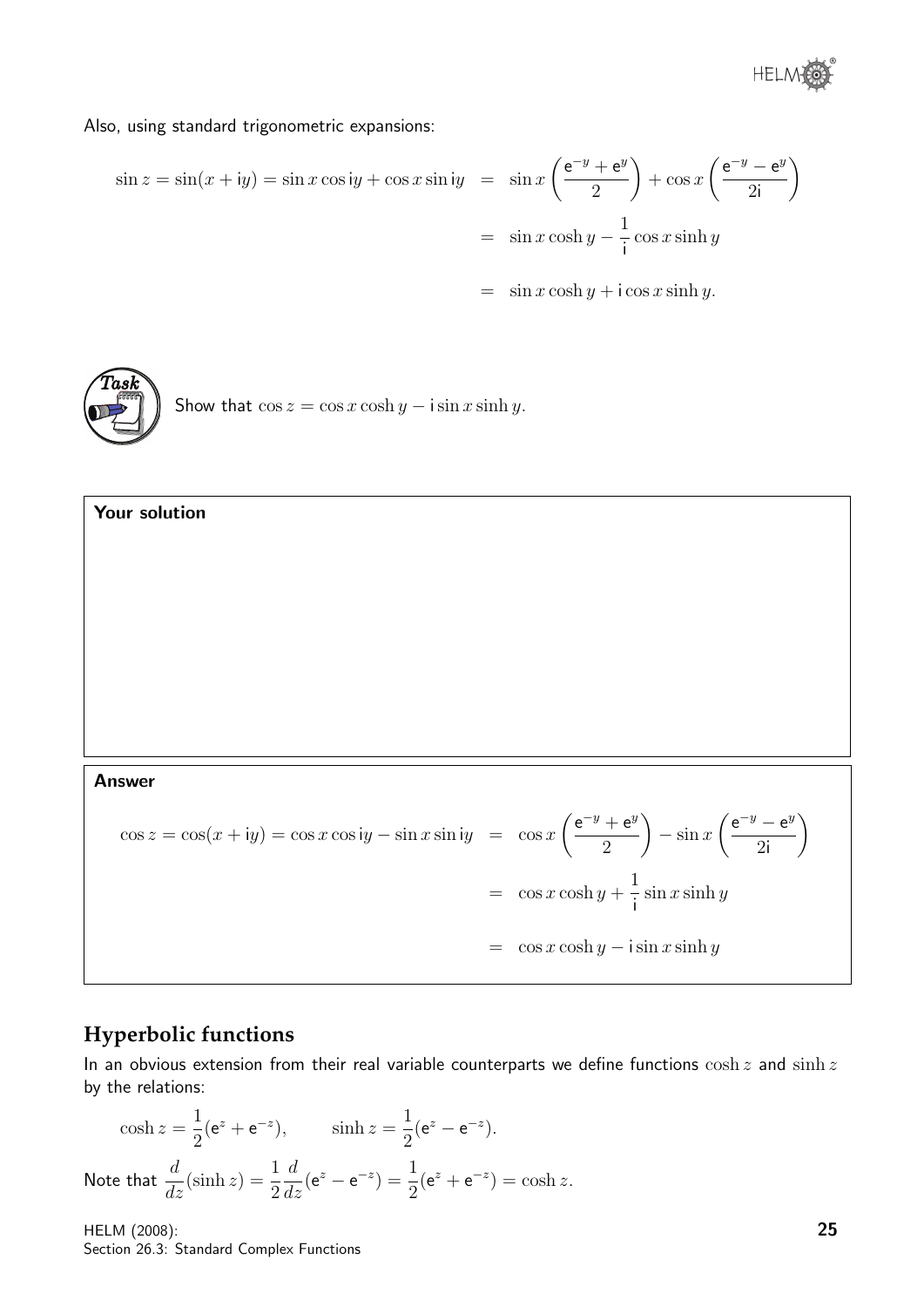Also, using standard trigonometric expansions:

$$\begin{aligned}\sin z = \sin(x + \mathrm{i}y) = \sin x \cos \mathrm{i}y + \cos x \sin \mathrm{i}y &= \sin x \left(\frac{\mathrm{e}^{-y} + \mathrm{e}^{y}}{2}\right) + \cos x \left(\frac{\mathrm{e}^{-y} - \mathrm{e}^{y}}{2\mathrm{i}}\right) \\ &= \sin x \cosh y - \frac{1}{\mathrm{i}} \cos x \sinh y \\ &= \sin x \cosh y + \mathrm{i} \cos x \sinh y.\end{aligned}$$

**Task**

Show that $\cos z = \cos x \cosh y - \mathrm{i} \sin x \sinh y$.

**Your solution**

**Answer**

$$\begin{aligned}\cos z = \cos(x + \mathrm{i}y) = \cos x \cos \mathrm{i}y - \sin x \sin \mathrm{i}y &= \cos x \left(\frac{\mathrm{e}^{-y} + \mathrm{e}^{y}}{2}\right) - \sin x \left(\frac{\mathrm{e}^{-y} - \mathrm{e}^{y}}{2\mathrm{i}}\right) \\ &= \cos x \cosh y + \frac{1}{\mathrm{i}} \sin x \sinh y \\ &= \cos x \cosh y - \mathrm{i} \sin x \sinh y\end{aligned}$$

## Hyperbolic functions

In an obvious extension from their real variable counterparts we define functions $\cosh z$ and $\sinh z$ by the relations:

$$\cosh z = \frac{1}{2}(\mathrm{e}^{z} + \mathrm{e}^{-z}), \qquad \sinh z = \frac{1}{2}(\mathrm{e}^{z} - \mathrm{e}^{-z}).$$

Note that $\dfrac{d}{dz}(\sinh z) = \dfrac{1}{2}\dfrac{d}{dz}(\mathrm{e}^{z} - \mathrm{e}^{-z}) = \dfrac{1}{2}(\mathrm{e}^{z} + \mathrm{e}^{-z}) = \cosh z.$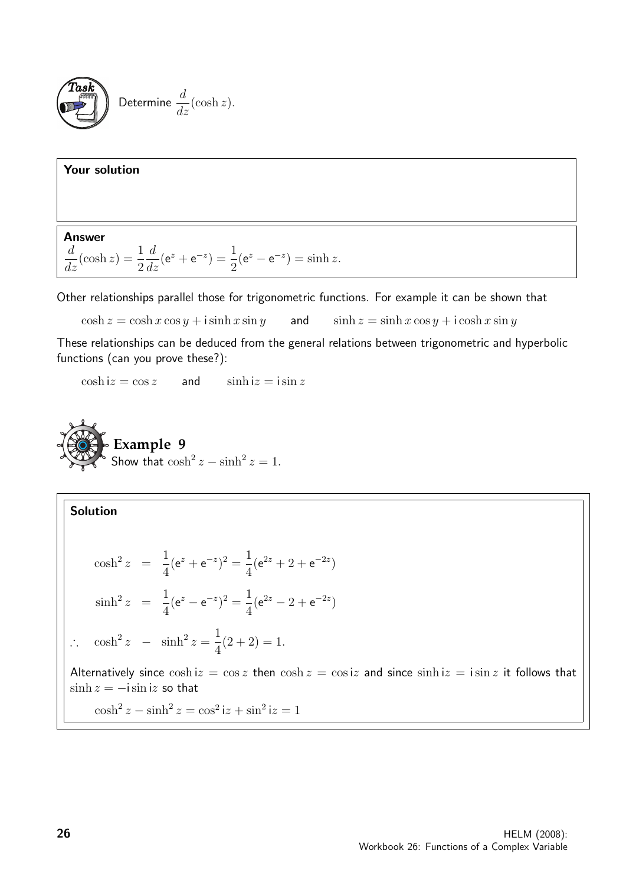**Task**

Determine $\dfrac{d}{dz}(\cosh z)$.

**Your solution**

**Answer**

$$\frac{d}{dz}(\cosh z) = \frac{1}{2}\frac{d}{dz}(\mathrm{e}^{z} + \mathrm{e}^{-z}) = \frac{1}{2}(\mathrm{e}^{z} - \mathrm{e}^{-z}) = \sinh z.$$

Other relationships parallel those for trigonometric functions. For example it can be shown that

$$\cosh z = \cosh x \cos y + \mathrm{i} \sinh x \sin y \qquad \text{and} \qquad \sinh z = \sinh x \cos y + \mathrm{i} \cosh x \sin y$$

These relationships can be deduced from the general relations between trigonometric and hyperbolic functions (can you prove these?):

$$\cosh \mathrm{i}z = \cos z \qquad \text{and} \qquad \sinh \mathrm{i}z = \mathrm{i} \sin z$$

## Example 9

Show that $\cosh^2 z - \sinh^2 z = 1$.

**Solution**

$$\cosh^2 z = \frac{1}{4}(\mathrm{e}^{z} + \mathrm{e}^{-z})^2 = \frac{1}{4}(\mathrm{e}^{2z} + 2 + \mathrm{e}^{-2z})$$

$$\sinh^2 z = \frac{1}{4}(\mathrm{e}^{z} - \mathrm{e}^{-z})^2 = \frac{1}{4}(\mathrm{e}^{2z} - 2 + \mathrm{e}^{-2z})$$

$$\therefore \quad \cosh^2 z - \sinh^2 z = \frac{1}{4}(2 + 2) = 1.$$

Alternatively since $\cosh \mathrm{i}z = \cos z$ then $\cosh z = \cos \mathrm{i}z$ and since $\sinh \mathrm{i}z = \mathrm{i} \sin z$ it follows that $\sinh z = -\mathrm{i} \sin \mathrm{i}z$ so that

$$\cosh^2 z - \sinh^2 z = \cos^2 \mathrm{i}z + \sin^2 \mathrm{i}z = 1$$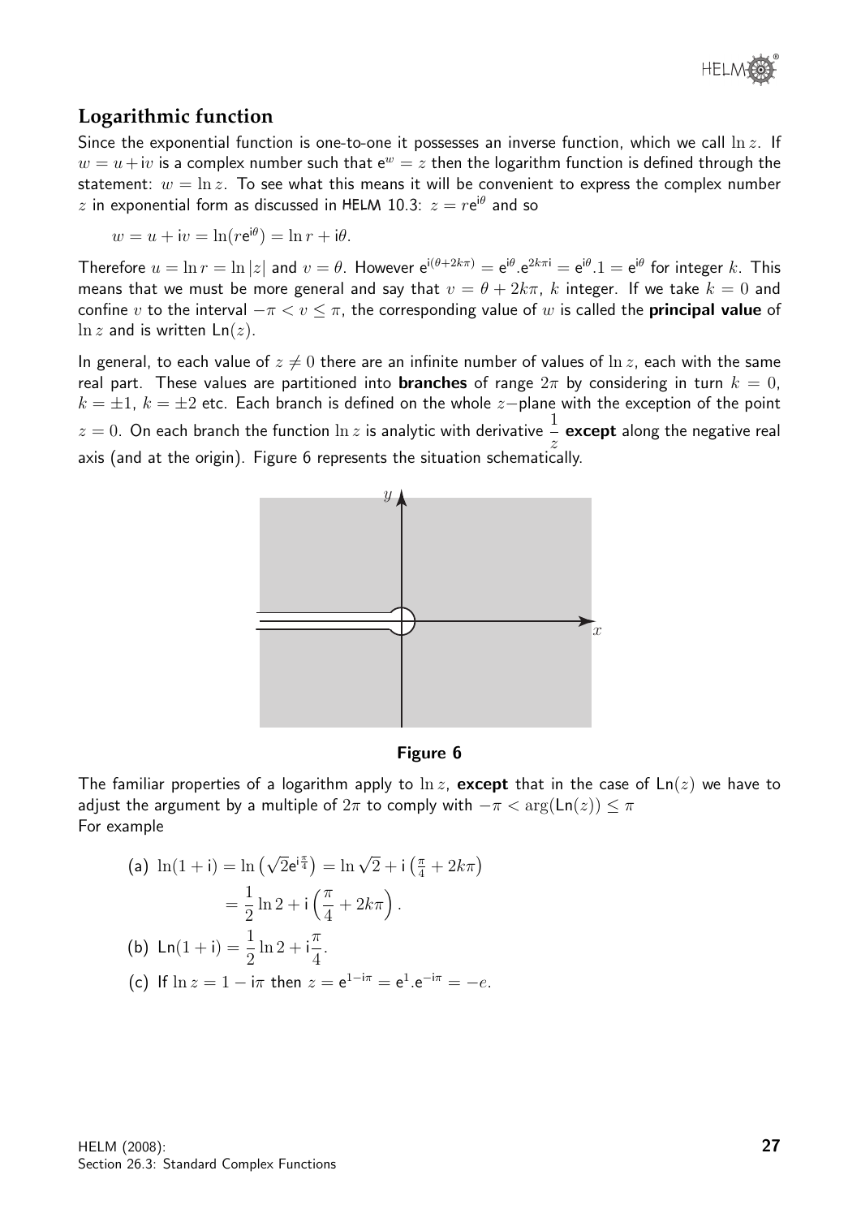## Logarithmic function

Since the exponential function is one-to-one it possesses an inverse function, which we call $\ln z$. If $w = u + \mathrm{i}v$ is a complex number such that $\mathrm{e}^w = z$ then the logarithm function is defined through the statement: $w = \ln z$. To see what this means it will be convenient to express the complex number $z$ in exponential form as discussed in HELM 10.3: $z = r\mathrm{e}^{\mathrm{i}\theta}$ and so

$$w = u + \mathrm{i}v = \ln(r\mathrm{e}^{\mathrm{i}\theta}) = \ln r + \mathrm{i}\theta.$$

Therefore $u = \ln r = \ln|z|$ and $v = \theta$. However $\mathrm{e}^{\mathrm{i}(\theta+2k\pi)} = \mathrm{e}^{\mathrm{i}\theta}.\mathrm{e}^{2k\pi\mathrm{i}} = \mathrm{e}^{\mathrm{i}\theta}.1 = \mathrm{e}^{\mathrm{i}\theta}$ for integer $k$. This means that we must be more general and say that $v = \theta + 2k\pi$, $k$ integer. If we take $k = 0$ and confine $v$ to the interval $-\pi < v \leq \pi$, the corresponding value of $w$ is called the **principal value** of $\ln z$ and is written $\mathrm{Ln}(z)$.

In general, to each value of $z \neq 0$ there are an infinite number of values of $\ln z$, each with the same real part. These values are partitioned into **branches** of range $2\pi$ by considering in turn $k = 0$, $k = \pm 1$, $k = \pm 2$ etc. Each branch is defined on the whole $z-$plane with the exception of the point $z = 0$. On each branch the function $\ln z$ is analytic with derivative $\dfrac{1}{z}$ **except** along the negative real axis (and at the origin). Figure 6 represents the situation schematically.

**Figure 6**

The familiar properties of a logarithm apply to $\ln z$, **except** that in the case of $\mathrm{Ln}(z)$ we have to adjust the argument by a multiple of $2\pi$ to comply with $-\pi < \arg(\mathrm{Ln}(z)) \leq \pi$

For example

(a) $\ln(1+\mathrm{i}) = \ln\left(\sqrt{2}\mathrm{e}^{\mathrm{i}\frac{\pi}{4}}\right) = \ln\sqrt{2} + \mathrm{i}\left(\frac{\pi}{4} + 2k\pi\right)$
$$= \frac{1}{2}\ln 2 + \mathrm{i}\left(\frac{\pi}{4} + 2k\pi\right).$$

(b) $\mathrm{Ln}(1+\mathrm{i}) = \dfrac{1}{2}\ln 2 + \mathrm{i}\dfrac{\pi}{4}$.

(c) If $\ln z = 1 - \mathrm{i}\pi$ then $z = \mathrm{e}^{1-\mathrm{i}\pi} = \mathrm{e}^1.\mathrm{e}^{-\mathrm{i}\pi} = -e$.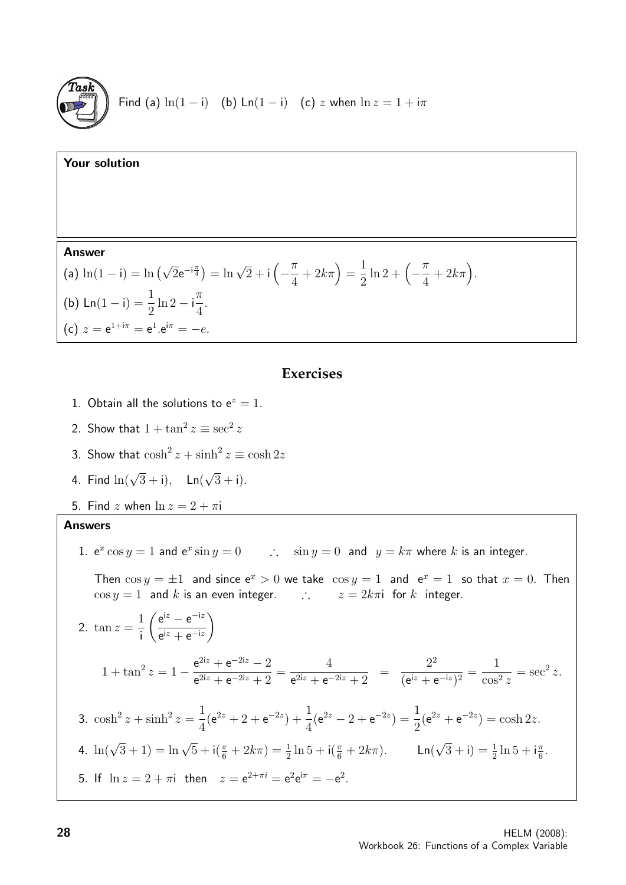**Task**

Find (a) $\ln(1-\mathrm{i})$   (b) $\mathrm{Ln}(1-\mathrm{i})$   (c) $z$ when $\ln z = 1 + \mathrm{i}\pi$

**Your solution**

**Answer**

(a) $\ln(1-\mathrm{i}) = \ln\left(\sqrt{2}\mathrm{e}^{-\mathrm{i}\frac{\pi}{4}}\right) = \ln\sqrt{2} + \mathrm{i}\left(-\frac{\pi}{4} + 2k\pi\right) = \frac{1}{2}\ln 2 + \left(-\frac{\pi}{4} + 2k\pi\right).$

(b) $\mathrm{Ln}(1-\mathrm{i}) = \frac{1}{2}\ln 2 - \mathrm{i}\frac{\pi}{4}.$

(c) $z = \mathrm{e}^{1+\mathrm{i}\pi} = \mathrm{e}^{1}.\mathrm{e}^{\mathrm{i}\pi} = -e.$

## Exercises

1. Obtain all the solutions to $\mathrm{e}^z = 1$.
2. Show that $1 + \tan^2 z \equiv \sec^2 z$
3. Show that $\cosh^2 z + \sinh^2 z \equiv \cosh 2z$
4. Find $\ln(\sqrt{3}+\mathrm{i})$,   $\mathrm{Ln}(\sqrt{3}+\mathrm{i})$.
5. Find $z$ when $\ln z = 2 + \pi\mathrm{i}$

**Answers**

1. $\mathrm{e}^x \cos y = 1$ and $\mathrm{e}^x \sin y = 0$   $\therefore$   $\sin y = 0$ and $y = k\pi$ where $k$ is an integer.

   Then $\cos y = \pm 1$ and since $\mathrm{e}^x > 0$ we take $\cos y = 1$ and $\mathrm{e}^x = 1$ so that $x = 0$. Then $\cos y = 1$ and $k$ is an even integer.   $\therefore$   $z = 2k\pi\mathrm{i}$ for $k$ integer.

2. $\tan z = \dfrac{1}{\mathrm{i}}\left(\dfrac{\mathrm{e}^{\mathrm{i}z} - \mathrm{e}^{-\mathrm{i}z}}{\mathrm{e}^{\mathrm{i}z} + \mathrm{e}^{-\mathrm{i}z}}\right)$

$$1 + \tan^2 z = 1 - \frac{\mathrm{e}^{2\mathrm{i}z} + \mathrm{e}^{-2\mathrm{i}z} - 2}{\mathrm{e}^{2\mathrm{i}z} + \mathrm{e}^{-2\mathrm{i}z} + 2} = \frac{4}{\mathrm{e}^{2\mathrm{i}z} + \mathrm{e}^{-2\mathrm{i}z} + 2} = \frac{2^2}{(\mathrm{e}^{\mathrm{i}z} + \mathrm{e}^{-\mathrm{i}z})^2} = \frac{1}{\cos^2 z} = \sec^2 z.$$

3. $\cosh^2 z + \sinh^2 z = \dfrac{1}{4}(\mathrm{e}^{2z} + 2 + \mathrm{e}^{-2z}) + \dfrac{1}{4}(\mathrm{e}^{2z} - 2 + \mathrm{e}^{-2z}) = \dfrac{1}{2}(\mathrm{e}^{2z} + \mathrm{e}^{-2z}) = \cosh 2z.$

4. $\ln(\sqrt{3}+1) = \ln\sqrt{5} + \mathrm{i}(\frac{\pi}{6} + 2k\pi) = \frac{1}{2}\ln 5 + \mathrm{i}(\frac{\pi}{6} + 2k\pi).$   $\mathrm{Ln}(\sqrt{3}+\mathrm{i}) = \frac{1}{2}\ln 5 + \mathrm{i}\frac{\pi}{6}.$

5. If $\ln z = 2 + \pi\mathrm{i}$ then $z = \mathrm{e}^{2+\pi i} = \mathrm{e}^2\mathrm{e}^{\mathrm{i}\pi} = -\mathrm{e}^2.$